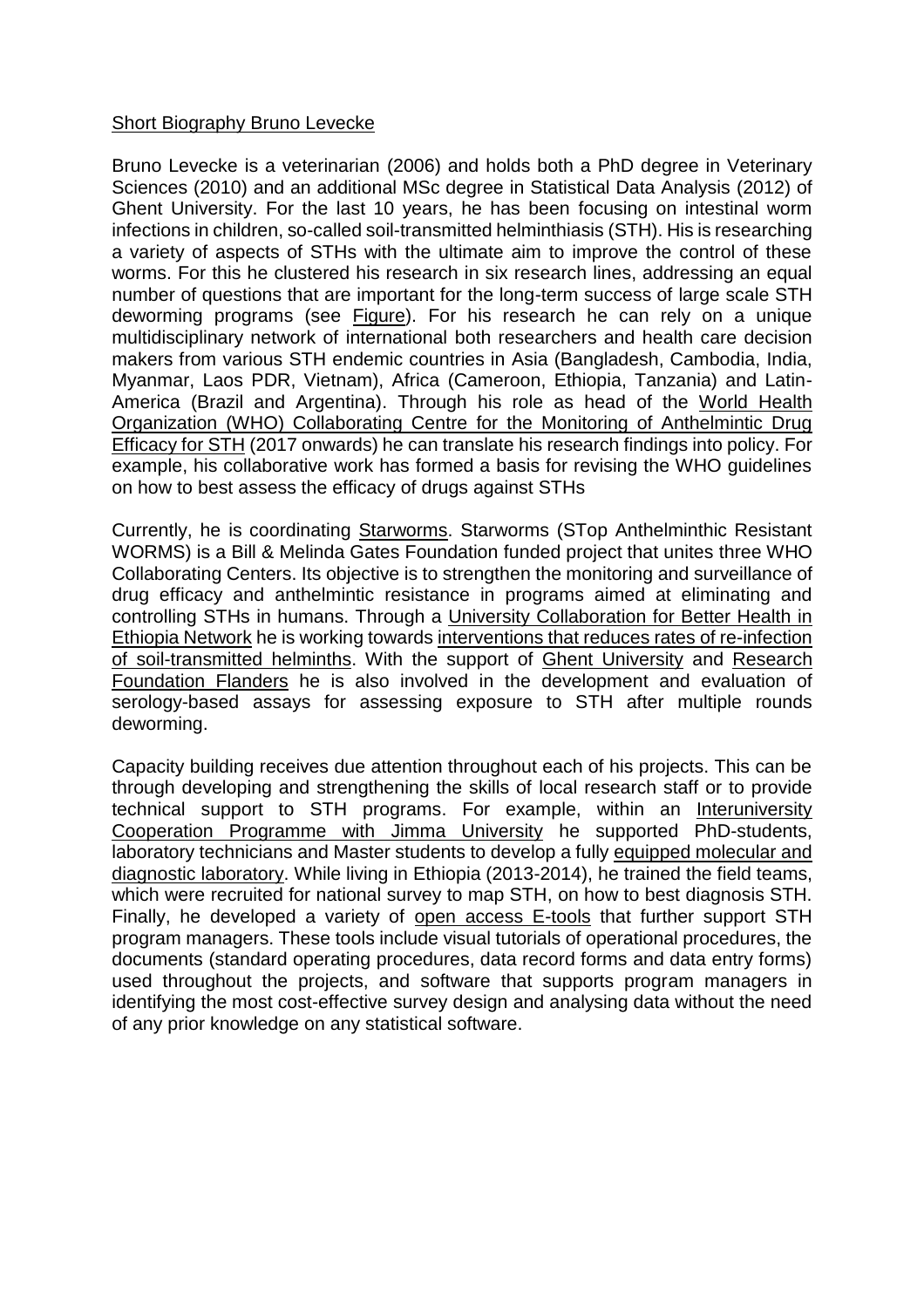Short Biography Bruno Levecke

Bruno Levecke is a veterinarian (2006) and holds both a PhD degree in Veterinary Sciences (2010) and an additional MSc degree in Statistical Data Analysis (2012) of Ghent University. For the last 10 years, he has been focusing on intestinal worm infections in children, so-called soil-transmitted helminthiasis (STH). His is researching a variety of aspects of STHs with the ultimate aim to improve the control of these worms. For this he clustered his research in six research lines, addressing an equal number of questions that are important for the long-term success of large scale STH deworming programs (see Figure). For his research he can rely on a unique multidisciplinary network of international both researchers and health care decision makers from various STH endemic countries in Asia (Bangladesh, Cambodia, India, Myanmar, Laos PDR, Vietnam), Africa (Cameroon, Ethiopia, Tanzania) and Latin-America (Brazil and Argentina). Through his role as head of the World Health Organization (WHO) Collaborating Centre for the Monitoring of Anthelmintic Drug Efficacy for STH (2017 onwards) he can translate his research findings into policy. For example, his collaborative work has formed a basis for revising the WHO guidelines on how to best assess the efficacy of drugs against STHs

Currently, he is coordinating Starworms. Starworms (STop Anthelminthic Resistant WORMS) is a Bill & Melinda Gates Foundation funded project that unites three WHO Collaborating Centers. Its objective is to strengthen the monitoring and surveillance of drug efficacy and anthelmintic resistance in programs aimed at eliminating and controlling STHs in humans. Through a University Collaboration for Better Health in Ethiopia Network he is working towards interventions that reduces rates of re-infection of soil-transmitted helminths. With the support of Ghent University and Research Foundation Flanders he is also involved in the development and evaluation of serology-based assays for assessing exposure to STH after multiple rounds deworming.

Capacity building receives due attention throughout each of his projects. This can be through developing and strengthening the skills of local research staff or to provide technical support to STH programs. For example, within an Interuniversity Cooperation Programme with Jimma University he supported PhD-students, laboratory technicians and Master students to develop a fully equipped molecular and diagnostic laboratory. While living in Ethiopia (2013-2014), he trained the field teams, which were recruited for national survey to map STH, on how to best diagnosis STH. Finally, he developed a variety of open access E-tools that further support STH program managers. These tools include visual tutorials of operational procedures, the documents (standard operating procedures, data record forms and data entry forms) used throughout the projects, and software that supports program managers in identifying the most cost-effective survey design and analysing data without the need of any prior knowledge on any statistical software.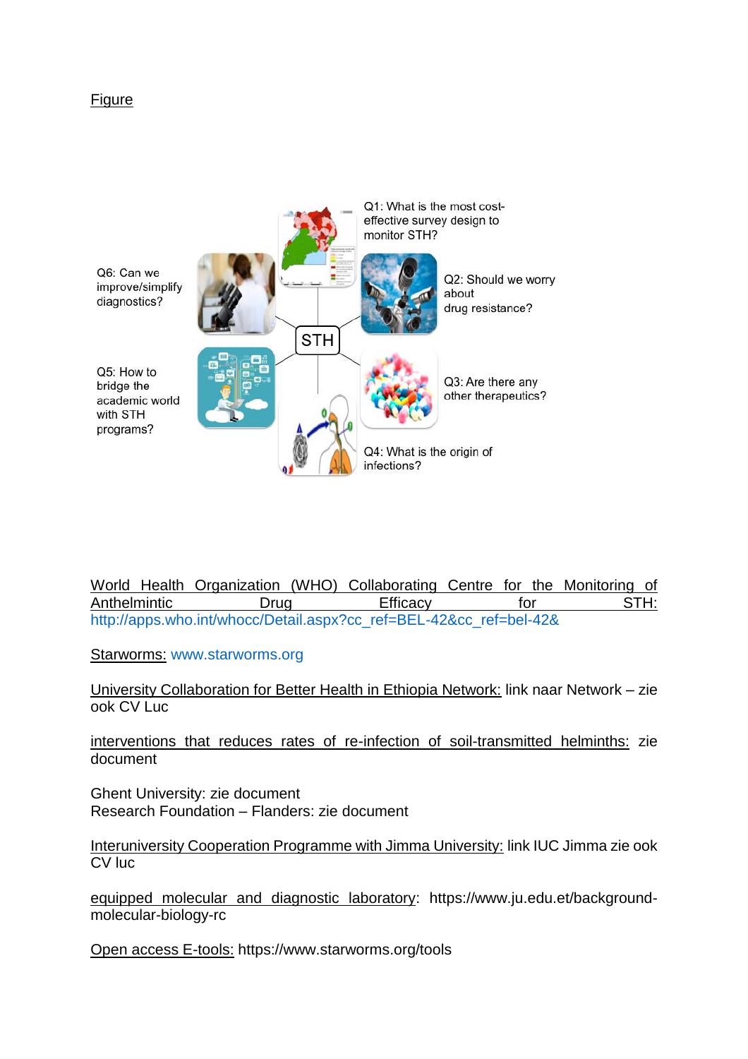Figure

Q1: What is the most cost-effective survey design to monitor STH?

Q2: Should we worry about drug resistance?

Q3: Are there any other therapeutics?

Q4: What is the origin of infections?

Q5: How to bridge the academic world with STH programs?

Q6: Can we improve/simplify diagnostics?

STH

World Health Organization (WHO) Collaborating Centre for the Monitoring of Anthelmintic Drug Efficacy for STH: http://apps.who.int/whocc/Detail.aspx?cc_ref=BEL-42&cc_ref=bel-42&

Starworms: www.starworms.org

University Collaboration for Better Health in Ethiopia Network: link naar Network – zie ook CV Luc

interventions that reduces rates of re-infection of soil-transmitted helminths: zie document

Ghent University: zie document
Research Foundation – Flanders: zie document

Interuniversity Cooperation Programme with Jimma University: link IUC Jimma zie ook CV luc

equipped molecular and diagnostic laboratory: https://www.ju.edu.et/background-molecular-biology-rc

Open access E-tools: https://www.starworms.org/tools